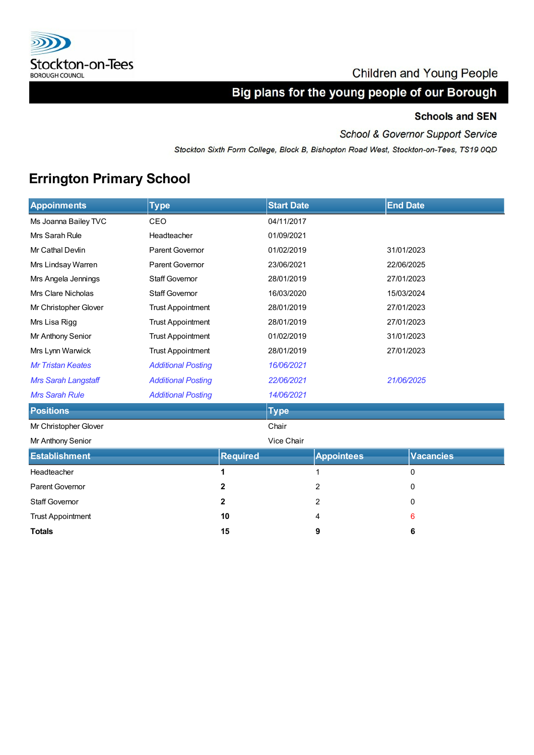Stockton-on-Tees BOROUGH COUNCIL

Children and Young People

**Big plans for the young people of our Borough**

**Schools and SEN**

*School & Governor Support Service*

*Stockton Sixth Form College, Block B, Bishopton Road West, Stockton-on-Tees, TS19 0QD*

# Errington Primary School

| Appointments | Type | Start Date | End Date |
|---|---|---|---|
| Ms Joanna Bailey TVC | CEO | 04/11/2017 | |
| Mrs Sarah Rule | Headteacher | 01/09/2021 | |
| Mr Cathal Devlin | Parent Governor | 01/02/2019 | 31/01/2023 |
| Mrs Lindsay Warren | Parent Governor | 23/06/2021 | 22/06/2025 |
| Mrs Angela Jennings | Staff Governor | 28/01/2019 | 27/01/2023 |
| Mrs Clare Nicholas | Staff Governor | 16/03/2020 | 15/03/2024 |
| Mr Christopher Glover | Trust Appointment | 28/01/2019 | 27/01/2023 |
| Mrs Lisa Rigg | Trust Appointment | 28/01/2019 | 27/01/2023 |
| Mr Anthony Senior | Trust Appointment | 01/02/2019 | 31/01/2023 |
| Mrs Lynn Warwick | Trust Appointment | 28/01/2019 | 27/01/2023 |
| *Mr Tristan Keates* | *Additional Posting* | *16/06/2021* | |
| *Mrs Sarah Langstaff* | *Additional Posting* | *22/06/2021* | *21/06/2025* |
| *Mrs Sarah Rule* | *Additional Posting* | *14/06/2021* | |

| Positions | Type |
|---|---|
| Mr Christopher Glover | Chair |
| Mr Anthony Senior | Vice Chair |

| Establishment | Required | Appointees | Vacancies |
|---|---|---|---|
| Headteacher | **1** | 1 | 0 |
| Parent Governor | **2** | 2 | 0 |
| Staff Governor | **2** | 2 | 0 |
| Trust Appointment | **10** | 4 | 6 |
| **Totals** | **15** | **9** | **6** |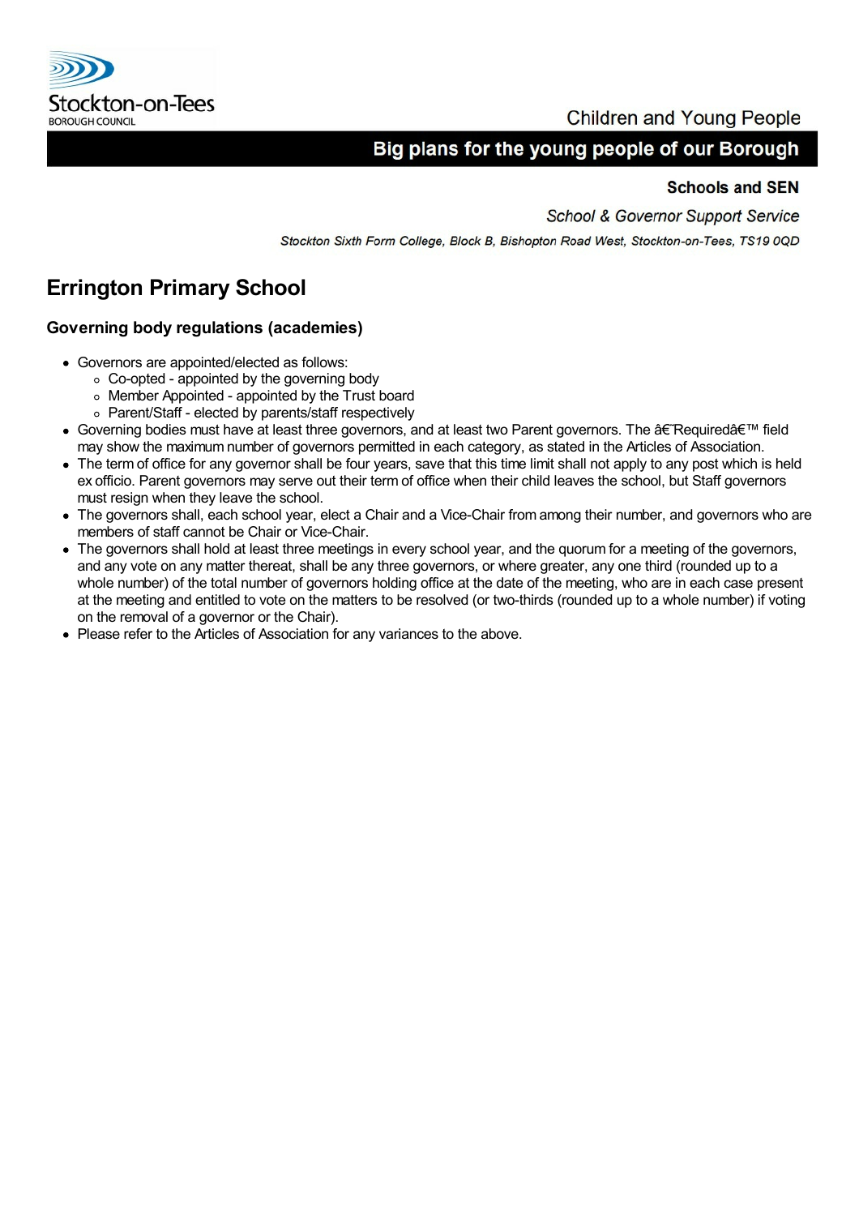Children and Young People

**Big plans for the young people of our Borough**

**Schools and SEN**

*School & Governor Support Service*

*Stockton Sixth Form College, Block B, Bishopton Road West, Stockton-on-Tees, TS19 0QD*

## Errington Primary School

### Governing body regulations (academies)

- Governors are appointed/elected as follows:
  - Co-opted - appointed by the governing body
  - Member Appointed - appointed by the Trust board
  - Parent/Staff - elected by parents/staff respectively
- Governing bodies must have at least three governors, and at least two Parent governors. The â€˜Requiredâ€™ field may show the maximum number of governors permitted in each category, as stated in the Articles of Association.
- The term of office for any governor shall be four years, save that this time limit shall not apply to any post which is held ex officio. Parent governors may serve out their term of office when their child leaves the school, but Staff governors must resign when they leave the school.
- The governors shall, each school year, elect a Chair and a Vice-Chair from among their number, and governors who are members of staff cannot be Chair or Vice-Chair.
- The governors shall hold at least three meetings in every school year, and the quorum for a meeting of the governors, and any vote on any matter thereat, shall be any three governors, or where greater, any one third (rounded up to a whole number) of the total number of governors holding office at the date of the meeting, who are in each case present at the meeting and entitled to vote on the matters to be resolved (or two-thirds (rounded up to a whole number) if voting on the removal of a governor or the Chair).
- Please refer to the Articles of Association for any variances to the above.